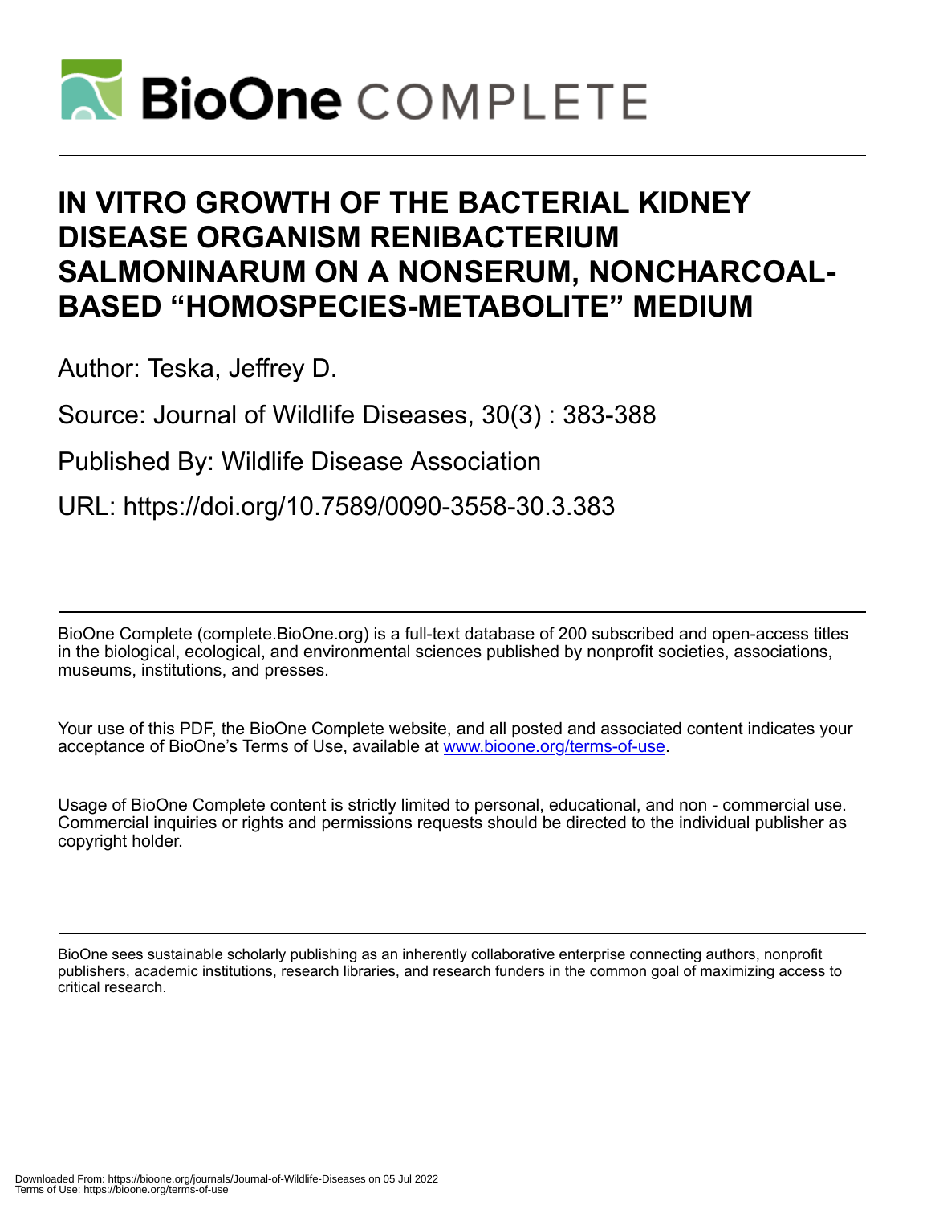# IN VITRO GROWTH OF THE BACTERIAL KIDNEY DISEASE ORGANISM RENIBACTERIUM SALMONINARUM ON A NONSERUM, NONCHARCOAL-BASED "HOMOSPECIES-METABOLITE" MEDIUM

Author: Teska, Jeffrey D.

Source: Journal of Wildlife Diseases, 30(3) : 383-388

Published By: Wildlife Disease Association

URL: https://doi.org/10.7589/0090-3558-30.3.383

---

BioOne Complete (complete.BioOne.org) is a full-text database of 200 subscribed and open-access titles in the biological, ecological, and environmental sciences published by nonprofit societies, associations, museums, institutions, and presses.

Your use of this PDF, the BioOne Complete website, and all posted and associated content indicates your acceptance of BioOne's Terms of Use, available at www.bioone.org/terms-of-use.

Usage of BioOne Complete content is strictly limited to personal, educational, and non - commercial use. Commercial inquiries or rights and permissions requests should be directed to the individual publisher as copyright holder.

---

BioOne sees sustainable scholarly publishing as an inherently collaborative enterprise connecting authors, nonprofit publishers, academic institutions, research libraries, and research funders in the common goal of maximizing access to critical research.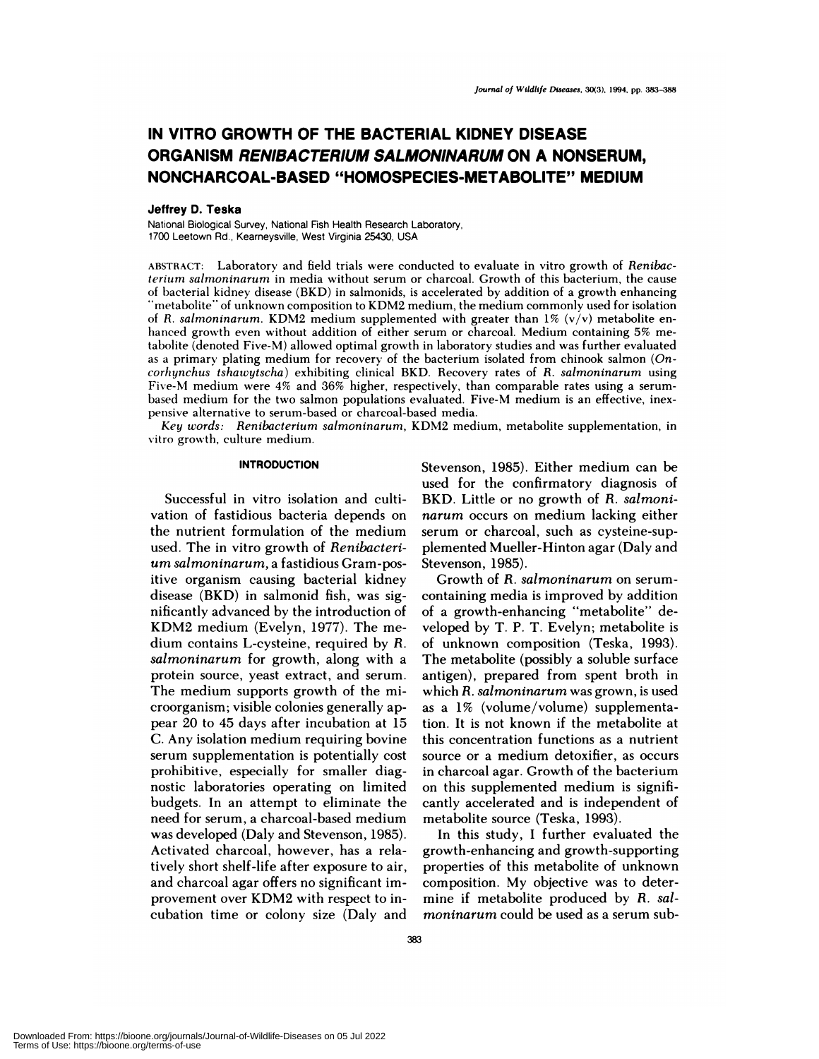_Journal of Wildlife Diseases, 30(3), 1994, pp. 383-388_

# IN VITRO GROWTH OF THE BACTERIAL KIDNEY DISEASE ORGANISM *RENIBACTERIUM SALMONINARUM* ON A NONSERUM, NONCHARCOAL-BASED "HOMOSPECIES-METABOLITE" MEDIUM

**Jeffrey D. Teska**

National Biological Survey, National Fish Health Research Laboratory, 1700 Leetown Rd., Kearneysville, West Virginia 25430, USA

ABSTRACT: Laboratory and field trials were conducted to evaluate in vitro growth of *Renibacterium salmoninarum* in media without serum or charcoal. Growth of this bacterium, the cause of bacterial kidney disease (BKD) in salmonids, is accelerated by addition of a growth enhancing "metabolite" of unknown composition to KDM2 medium, the medium commonly used for isolation of *R. salmoninarum*. KDM2 medium supplemented with greater than 1% (v/v) metabolite enhanced growth even without addition of either serum or charcoal. Medium containing 5% metabolite (denoted Five-M) allowed optimal growth in laboratory studies and was further evaluated as a primary plating medium for recovery of the bacterium isolated from chinook salmon (*Oncorhynchus tshawytscha*) exhibiting clinical BKD. Recovery rates of *R. salmoninarum* using Five-M medium were 4% and 36% higher, respectively, than comparable rates using a serum-based medium for the two salmon populations evaluated. Five-M medium is an effective, inexpensive alternative to serum-based or charcoal-based media.

*Key words:* *Renibacterium salmoninarum*, KDM2 medium, metabolite supplementation, in vitro growth, culture medium.

## INTRODUCTION

Successful in vitro isolation and cultivation of fastidious bacteria depends on the nutrient formulation of the medium used. The in vitro growth of *Renibacterium salmoninarum*, a fastidious Gram-positive organism causing bacterial kidney disease (BKD) in salmonid fish, was significantly advanced by the introduction of KDM2 medium (Evelyn, 1977). The medium contains L-cysteine, required by *R. salmoninarum* for growth, along with a protein source, yeast extract, and serum. The medium supports growth of the microorganism; visible colonies generally appear 20 to 45 days after incubation at 15 C. Any isolation medium requiring bovine serum supplementation is potentially cost prohibitive, especially for smaller diagnostic laboratories operating on limited budgets. In an attempt to eliminate the need for serum, a charcoal-based medium was developed (Daly and Stevenson, 1985). Activated charcoal, however, has a relatively short shelf-life after exposure to air, and charcoal agar offers no significant improvement over KDM2 with respect to incubation time or colony size (Daly and Stevenson, 1985). Either medium can be used for the confirmatory diagnosis of BKD. Little or no growth of *R. salmoninarum* occurs on medium lacking either serum or charcoal, such as cysteine-supplemented Mueller-Hinton agar (Daly and Stevenson, 1985).

Growth of *R. salmoninarum* on serum-containing media is improved by addition of a growth-enhancing "metabolite" developed by T. P. T. Evelyn; metabolite is of unknown composition (Teska, 1993). The metabolite (possibly a soluble surface antigen), prepared from spent broth in which *R. salmoninarum* was grown, is used as a 1% (volume/volume) supplementation. It is not known if the metabolite at this concentration functions as a nutrient source or a medium detoxifier, as occurs in charcoal agar. Growth of the bacterium on this supplemented medium is significantly accelerated and is independent of metabolite source (Teska, 1993).

In this study, I further evaluated the growth-enhancing and growth-supporting properties of this metabolite of unknown composition. My objective was to determine if metabolite produced by *R. salmoninarum* could be used as a serum sub-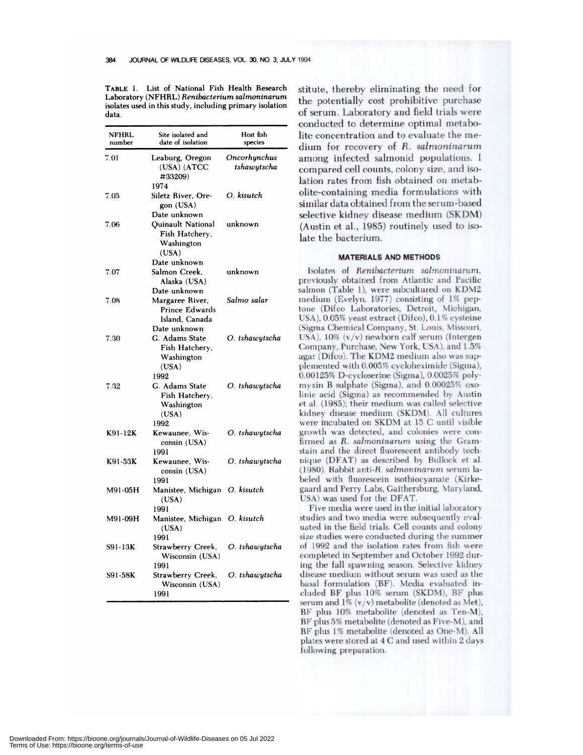**TABLE 1.** List of National Fish Health Research Laboratory (NFHRL) *Renibacterium salmoninarum* isolates used in this study, including primary isolation data.

| NFHRL number | Site isolated and date of isolation | Host fish species |
|---|---|---|
| 7.01 | Leaburg, Oregon (USA) (ATCC #33209) 1974 | *Oncorhynchus tshawytscha* |
| 7.05 | Siletz River, Oregon (USA) Date unknown | *O. kisutch* |
| 7.06 | Quinault National Fish Hatchery, Washington (USA) Date unknown | unknown |
| 7.07 | Salmon Creek, Alaska (USA) Date unknown | unknown |
| 7.08 | Margaree River, Prince Edwards Island, Canada Date unknown | *Salmo salar* |
| 7.30 | G. Adams State Fish Hatchery, Washington (USA) 1992 | *O. tshawytscha* |
| 7.32 | G. Adams State Fish Hatchery, Washington (USA) 1992 | *O. tshawytscha* |
| K91-12K | Kewaunee, Wisconsin (USA) 1991 | *O. tshawytscha* |
| K91-53K | Kewaunee, Wisconsin (USA) 1991 | *O. tshawytscha* |
| M91-05H | Manistee, Michigan (USA) 1991 | *O. kisutch* |
| M91-09H | Manistee, Michigan (USA) 1991 | *O. kisutch* |
| S91-13K | Strawberry Creek, Wisconsin (USA) 1991 | *O. tshawytscha* |
| S91-58K | Strawberry Creek, Wisconsin (USA) 1991 | *O. tshawytscha* |

stitute, thereby eliminating the need for the potentially cost prohibitive purchase of serum. Laboratory and field trials were conducted to determine optimal metabolite concentration and to evaluate the medium for recovery of *R. salmoninarum* among infected salmonid populations. I compared cell counts, colony size, and isolation rates from fish obtained on metabolite-containing media formulations with similar data obtained from the serum-based selective kidney disease medium (SKDM) (Austin et al., 1985) routinely used to isolate the bacterium.

## MATERIALS AND METHODS

Isolates of *Renibacterium salmoninarum*, previously obtained from Atlantic and Pacific salmon (Table 1), were subcultured on KDM2 medium (Evelyn, 1977) consisting of 1% peptone (Difco Laboratories, Detroit, Michigan, USA), 0.05% yeast extract (Difco), 0.1% cysteine (Sigma Chemical Company, St. Louis, Missouri, USA), 10% (v/v) newborn calf serum (Intergen Company, Purchase, New York, USA), and 1.5% agar (Difco). The KDM2 medium also was supplemented with 0.005% cycloheximide (Sigma), 0.00125% D-cycloserine (Sigma), 0.0025% polymyxin B sulphate (Sigma), and 0.00025% oxolinic acid (Sigma) as recommended by Austin et al. (1985); their medium was called selective kidney disease medium (SKDM). All cultures were incubated on SKDM at 15 C until visible growth was detected, and colonies were confirmed as *R. salmoninarum* using the Gram-stain and the direct fluorescent antibody technique (DFAT) as described by Bullock et al. (1980). Rabbit anti-*R. salmoninarum* serum labeled with fluorescein isothiocyanate (Kirkegaard and Perry Labs, Gaithersburg, Maryland, USA) was used for the DFAT.

Five media were used in the initial laboratory studies and two media were subsequently evaluated in the field trials. Cell counts and colony size studies were conducted during the summer of 1992 and the isolation rates from fish were completed in September and October 1992 during the fall spawning season. Selective kidney disease medium without serum was used as the basal formulation (BF). Media evaluated included BF plus 10% serum (SKDM), BF plus serum and 1% (v/v) metabolite (denoted as Met), BF plus 10% metabolite (denoted as Ten-M), BF plus 5% metabolite (denoted as Five-M), and BF plus 1% metabolite (denoted as One-M). All plates were stored at 4 C and used within 2 days following preparation.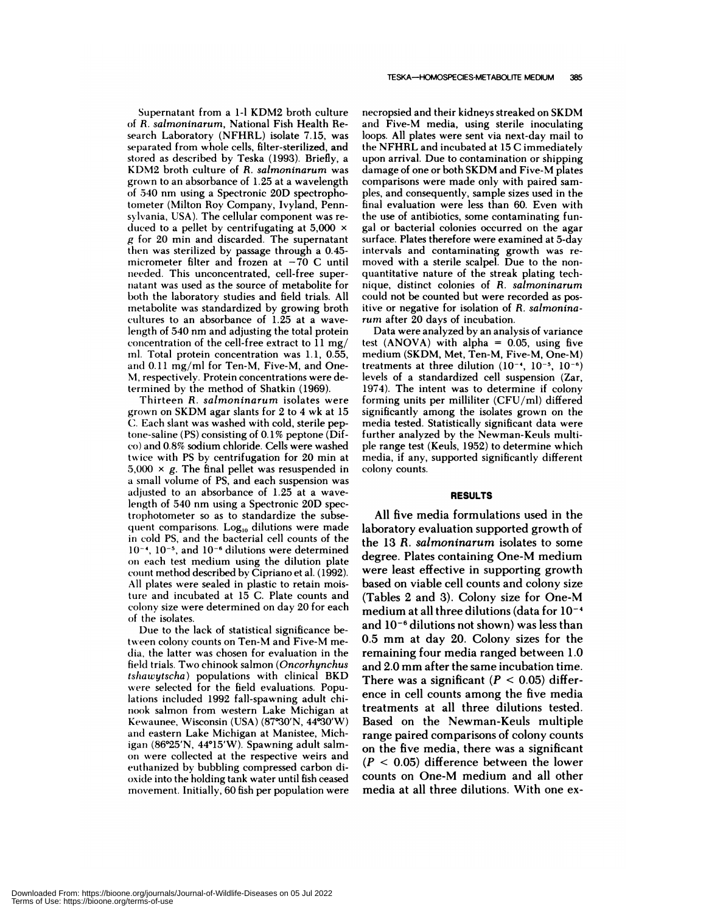Supernatant from a 1-l KDM2 broth culture of *R. salmoninarum*, National Fish Health Research Laboratory (NFHRL) isolate 7.15, was separated from whole cells, filter-sterilized, and stored as described by Teska (1993). Briefly, a KDM2 broth culture of *R. salmoninarum* was grown to an absorbance of 1.25 at a wavelength of 540 nm using a Spectronic 20D spectrophotometer (Milton Roy Company, Ivyland, Pennsylvania, USA). The cellular component was reduced to a pellet by centrifugating at $5{,}000 \times g$ for 20 min and discarded. The supernatant then was sterilized by passage through a 0.45-micrometer filter and frozen at $-70$ C until needed. This unconcentrated, cell-free supernatant was used as the source of metabolite for both the laboratory studies and field trials. All metabolite was standardized by growing broth cultures to an absorbance of 1.25 at a wavelength of 540 nm and adjusting the total protein concentration of the cell-free extract to 11 mg/ml. Total protein concentration was 1.1, 0.55, and 0.11 mg/ml for Ten-M, Five-M, and One-M, respectively. Protein concentrations were determined by the method of Shatkin (1969).

Thirteen *R. salmoninarum* isolates were grown on SKDM agar slants for 2 to 4 wk at 15 C. Each slant was washed with cold, sterile peptone-saline (PS) consisting of 0.1% peptone (Difco) and 0.8% sodium chloride. Cells were washed twice with PS by centrifugation for 20 min at $5{,}000 \times g$. The final pellet was resuspended in a small volume of PS, and each suspension was adjusted to an absorbance of 1.25 at a wavelength of 540 nm using a Spectronic 20D spectrophotometer so as to standardize the subsequent comparisons. $Log_{10}$ dilutions were made in cold PS, and the bacterial cell counts of the $10^{-4}$, $10^{-5}$, and $10^{-6}$ dilutions were determined on each test medium using the dilution plate count method described by Cipriano et al. (1992). All plates were sealed in plastic to retain moisture and incubated at 15 C. Plate counts and colony size were determined on day 20 for each of the isolates.

Due to the lack of statistical significance between colony counts on Ten-M and Five-M media, the latter was chosen for evaluation in the field trials. Two chinook salmon (*Oncorhynchus tshawytscha*) populations with clinical BKD were selected for the field evaluations. Populations included 1992 fall-spawning adult chinook salmon from western Lake Michigan at Kewaunee, Wisconsin (USA) (87°30′N, 44°30′W) and eastern Lake Michigan at Manistee, Michigan (86°25′N, 44°15′W). Spawning adult salmon were collected at the respective weirs and euthanized by bubbling compressed carbon dioxide into the holding tank water until fish ceased movement. Initially, 60 fish per population were necropsied and their kidneys streaked on SKDM and Five-M media, using sterile inoculating loops. All plates were sent via next-day mail to the NFHRL and incubated at 15 C immediately upon arrival. Due to contamination or shipping damage of one or both SKDM and Five-M plates comparisons were made only with paired samples, and consequently, sample sizes used in the final evaluation were less than 60. Even with the use of antibiotics, some contaminating fungal or bacterial colonies occurred on the agar surface. Plates therefore were examined at 5-day intervals and contaminating growth was removed with a sterile scalpel. Due to the nonquantitative nature of the streak plating technique, distinct colonies of *R. salmoninarum* could not be counted but were recorded as positive or negative for isolation of *R. salmoninarum* after 20 days of incubation.

Data were analyzed by an analysis of variance test (ANOVA) with alpha = 0.05, using five medium (SKDM, Met, Ten-M, Five-M, One-M) treatments at three dilution ($10^{-4}$, $10^{-5}$, $10^{-6}$) levels of a standardized cell suspension (Zar, 1974). The intent was to determine if colony forming units per milliliter (CFU/ml) differed significantly among the isolates grown on the media tested. Statistically significant data were further analyzed by the Newman-Keuls multiple range test (Keuls, 1952) to determine which media, if any, supported significantly different colony counts.

## RESULTS

All five media formulations used in the laboratory evaluation supported growth of the 13 *R. salmoninarum* isolates to some degree. Plates containing One-M medium were least effective in supporting growth based on viable cell counts and colony size (Tables 2 and 3). Colony size for One-M medium at all three dilutions (data for $10^{-4}$ and $10^{-6}$ dilutions not shown) was less than 0.5 mm at day 20. Colony sizes for the remaining four media ranged between 1.0 and 2.0 mm after the same incubation time. There was a significant ($P < 0.05$) difference in cell counts among the five media treatments at all three dilutions tested. Based on the Newman-Keuls multiple range paired comparisons of colony counts on the five media, there was a significant ($P < 0.05$) difference between the lower counts on One-M medium and all other media at all three dilutions. With one ex-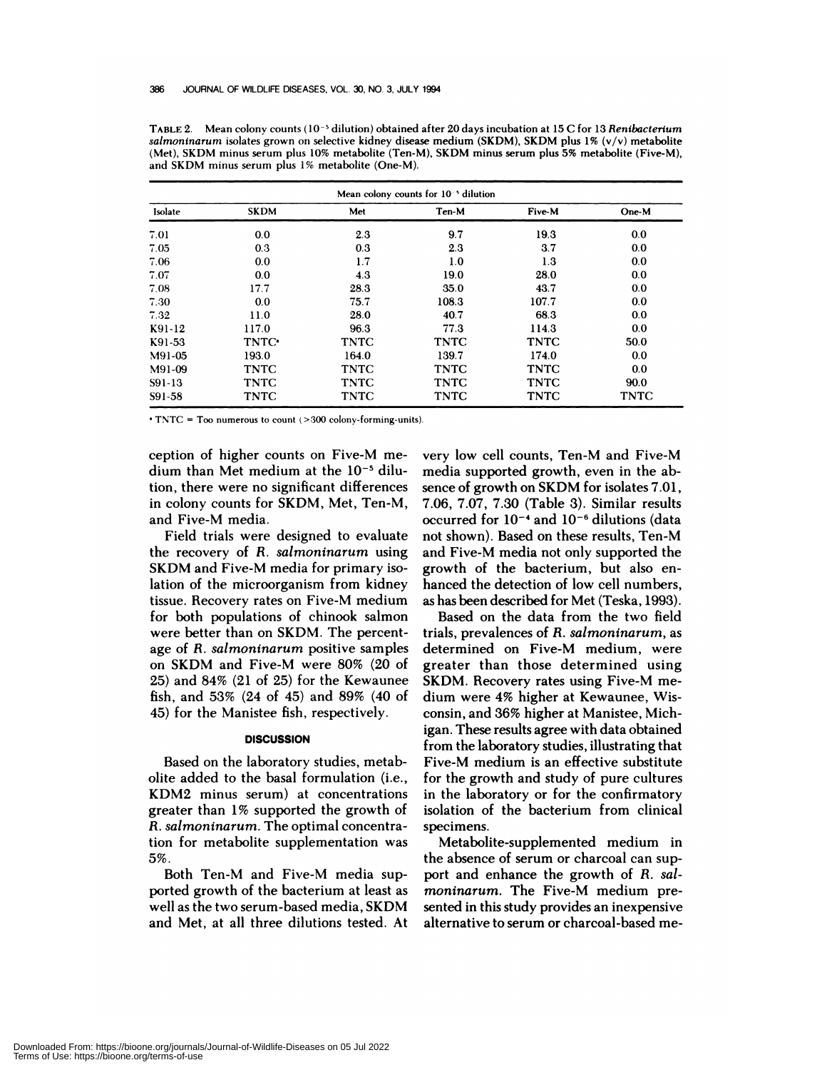TABLE 2. Mean colony counts ($10^{-5}$ dilution) obtained after 20 days incubation at 15 C for 13 *Renibacterium salmoninarum* isolates grown on selective kidney disease medium (SKDM), SKDM plus 1% (v/v) metabolite (Met), SKDM minus serum plus 10% metabolite (Ten-M), SKDM minus serum plus 5% metabolite (Five-M), and SKDM minus serum plus 1% metabolite (One-M).

| | Mean colony counts for $10^{-5}$ dilution | | | | |
|---|---|---|---|---|---|
| Isolate | SKDM | Met | Ten-M | Five-M | One-M |
| 7.01 | 0.0 | 2.3 | 9.7 | 19.3 | 0.0 |
| 7.05 | 0.3 | 0.3 | 2.3 | 3.7 | 0.0 |
| 7.06 | 0.0 | 1.7 | 1.0 | 1.3 | 0.0 |
| 7.07 | 0.0 | 4.3 | 19.0 | 28.0 | 0.0 |
| 7.08 | 17.7 | 28.3 | 35.0 | 43.7 | 0.0 |
| 7.30 | 0.0 | 75.7 | 108.3 | 107.7 | 0.0 |
| 7.32 | 11.0 | 28.0 | 40.7 | 68.3 | 0.0 |
| K91-12 | 117.0 | 96.3 | 77.3 | 114.3 | 0.0 |
| K91-53 | TNTC[a] | TNTC | TNTC | TNTC | 50.0 |
| M91-05 | 193.0 | 164.0 | 139.7 | 174.0 | 0.0 |
| M91-09 | TNTC | TNTC | TNTC | TNTC | 0.0 |
| S91-13 | TNTC | TNTC | TNTC | TNTC | 90.0 |
| S91-58 | TNTC | TNTC | TNTC | TNTC | TNTC |

[a] TNTC = Too numerous to count (>300 colony-forming-units).

ception of higher counts on Five-M medium than Met medium at the $10^{-5}$ dilution, there were no significant differences in colony counts for SKDM, Met, Ten-M, and Five-M media.

Field trials were designed to evaluate the recovery of *R. salmoninarum* using SKDM and Five-M media for primary isolation of the microorganism from kidney tissue. Recovery rates on Five-M medium for both populations of chinook salmon were better than on SKDM. The percentage of *R. salmoninarum* positive samples on SKDM and Five-M were 80% (20 of 25) and 84% (21 of 25) for the Kewaunee fish, and 53% (24 of 45) and 89% (40 of 45) for the Manistee fish, respectively.

## DISCUSSION

Based on the laboratory studies, metabolite added to the basal formulation (i.e., KDM2 minus serum) at concentrations greater than 1% supported the growth of *R. salmoninarum*. The optimal concentration for metabolite supplementation was 5%.

Both Ten-M and Five-M media supported growth of the bacterium at least as well as the two serum-based media, SKDM and Met, at all three dilutions tested. At very low cell counts, Ten-M and Five-M media supported growth, even in the absence of growth on SKDM for isolates 7.01, 7.06, 7.07, 7.30 (Table 3). Similar results occurred for $10^{-4}$ and $10^{-6}$ dilutions (data not shown). Based on these results, Ten-M and Five-M media not only supported the growth of the bacterium, but also enhanced the detection of low cell numbers, as has been described for Met (Teska, 1993).

Based on the data from the two field trials, prevalences of *R. salmoninarum*, as determined on Five-M medium, were greater than those determined using SKDM. Recovery rates using Five-M medium were 4% higher at Kewaunee, Wisconsin, and 36% higher at Manistee, Michigan. These results agree with data obtained from the laboratory studies, illustrating that Five-M medium is an effective substitute for the growth and study of pure cultures in the laboratory or for the confirmatory isolation of the bacterium from clinical specimens.

Metabolite-supplemented medium in the absence of serum or charcoal can support and enhance the growth of *R. salmoninarum*. The Five-M medium presented in this study provides an inexpensive alternative to serum or charcoal-based me-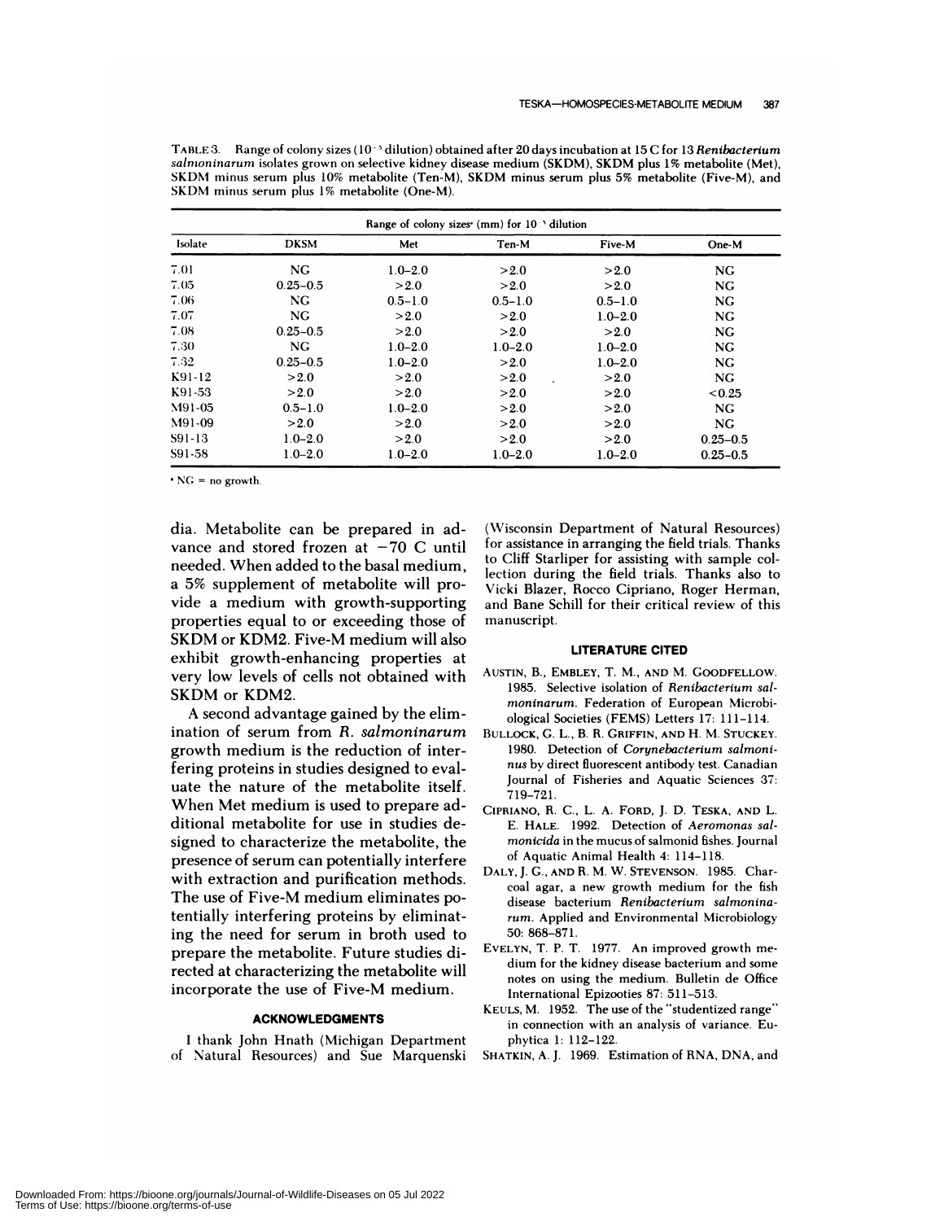TABLE 3. Range of colony sizes ($10^{-5}$ dilution) obtained after 20 days incubation at 15 C for 13 *Renibacterium salmoninarum* isolates grown on selective kidney disease medium (SKDM), SKDM plus 1% metabolite (Met), SKDM minus serum plus 10% metabolite (Ten-M), SKDM minus serum plus 5% metabolite (Five-M), and SKDM minus serum plus 1% metabolite (One-M).

| | Range of colony sizes[a] (mm) for $10^{-5}$ dilution | | | | |
|---|---|---|---|---|---|
| Isolate | DKSM | Met | Ten-M | Five-M | One-M |
| 7.01 | NG | 1.0–2.0 | >2.0 | >2.0 | NG |
| 7.05 | 0.25–0.5 | >2.0 | >2.0 | >2.0 | NG |
| 7.06 | NG | 0.5–1.0 | 0.5–1.0 | 0.5–1.0 | NG |
| 7.07 | NG | >2.0 | >2.0 | 1.0–2.0 | NG |
| 7.08 | 0.25–0.5 | >2.0 | >2.0 | >2.0 | NG |
| 7.30 | NG | 1.0–2.0 | 1.0–2.0 | 1.0–2.0 | NG |
| 7.32 | 0.25–0.5 | 1.0–2.0 | >2.0 | 1.0–2.0 | NG |
| K91-12 | >2.0 | >2.0 | >2.0 | >2.0 | NG |
| K91-53 | >2.0 | >2.0 | >2.0 | >2.0 | <0.25 |
| M91-05 | 0.5–1.0 | 1.0–2.0 | >2.0 | >2.0 | NG |
| M91-09 | >2.0 | >2.0 | >2.0 | >2.0 | NG |
| S91-13 | 1.0–2.0 | >2.0 | >2.0 | >2.0 | 0.25–0.5 |
| S91-58 | 1.0–2.0 | 1.0–2.0 | 1.0–2.0 | 1.0–2.0 | 0.25–0.5 |

[a] NG = no growth.

dia. Metabolite can be prepared in advance and stored frozen at −70 C until needed. When added to the basal medium, a 5% supplement of metabolite will provide a medium with growth-supporting properties equal to or exceeding those of SKDM or KDM2. Five-M medium will also exhibit growth-enhancing properties at very low levels of cells not obtained with SKDM or KDM2.

A second advantage gained by the elimination of serum from *R. salmoninarum* growth medium is the reduction of interfering proteins in studies designed to evaluate the nature of the metabolite itself. When Met medium is used to prepare additional metabolite for use in studies designed to characterize the metabolite, the presence of serum can potentially interfere with extraction and purification methods. The use of Five-M medium eliminates potentially interfering proteins by eliminating the need for serum in broth used to prepare the metabolite. Future studies directed at characterizing the metabolite will incorporate the use of Five-M medium.

## ACKNOWLEDGMENTS

I thank John Hnath (Michigan Department of Natural Resources) and Sue Marquenski (Wisconsin Department of Natural Resources) for assistance in arranging the field trials. Thanks to Cliff Starliper for assisting with sample collection during the field trials. Thanks also to Vicki Blazer, Rocco Cipriano, Roger Herman, and Bane Schill for their critical review of this manuscript.

## LITERATURE CITED

AUSTIN, B., EMBLEY, T. M., AND M. GOODFELLOW. 1985. Selective isolation of *Renibacterium salmoninarum*. Federation of European Microbiological Societies (FEMS) Letters 17: 111–114.

BULLOCK, G. L., B. R. GRIFFIN, AND H. M. STUCKEY. 1980. Detection of *Corynebacterium salmoninus* by direct fluorescent antibody test. Canadian Journal of Fisheries and Aquatic Sciences 37: 719–721.

CIPRIANO, R. C., L. A. FORD, J. D. TESKA, AND L. E. HALE. 1992. Detection of *Aeromonas salmonicida* in the mucus of salmonid fishes. Journal of Aquatic Animal Health 4: 114–118.

DALY, J. G., AND R. M. W. STEVENSON. 1985. Charcoal agar, a new growth medium for the fish disease bacterium *Renibacterium salmoninarum*. Applied and Environmental Microbiology 50: 868–871.

EVELYN, T. P. T. 1977. An improved growth medium for the kidney disease bacterium and some notes on using the medium. Bulletin de Office International Epizooties 87: 511–513.

KEULS, M. 1952. The use of the "studentized range" in connection with an analysis of variance. Euphytica 1: 112–122.

SHATKIN, A. J. 1969. Estimation of RNA, DNA, and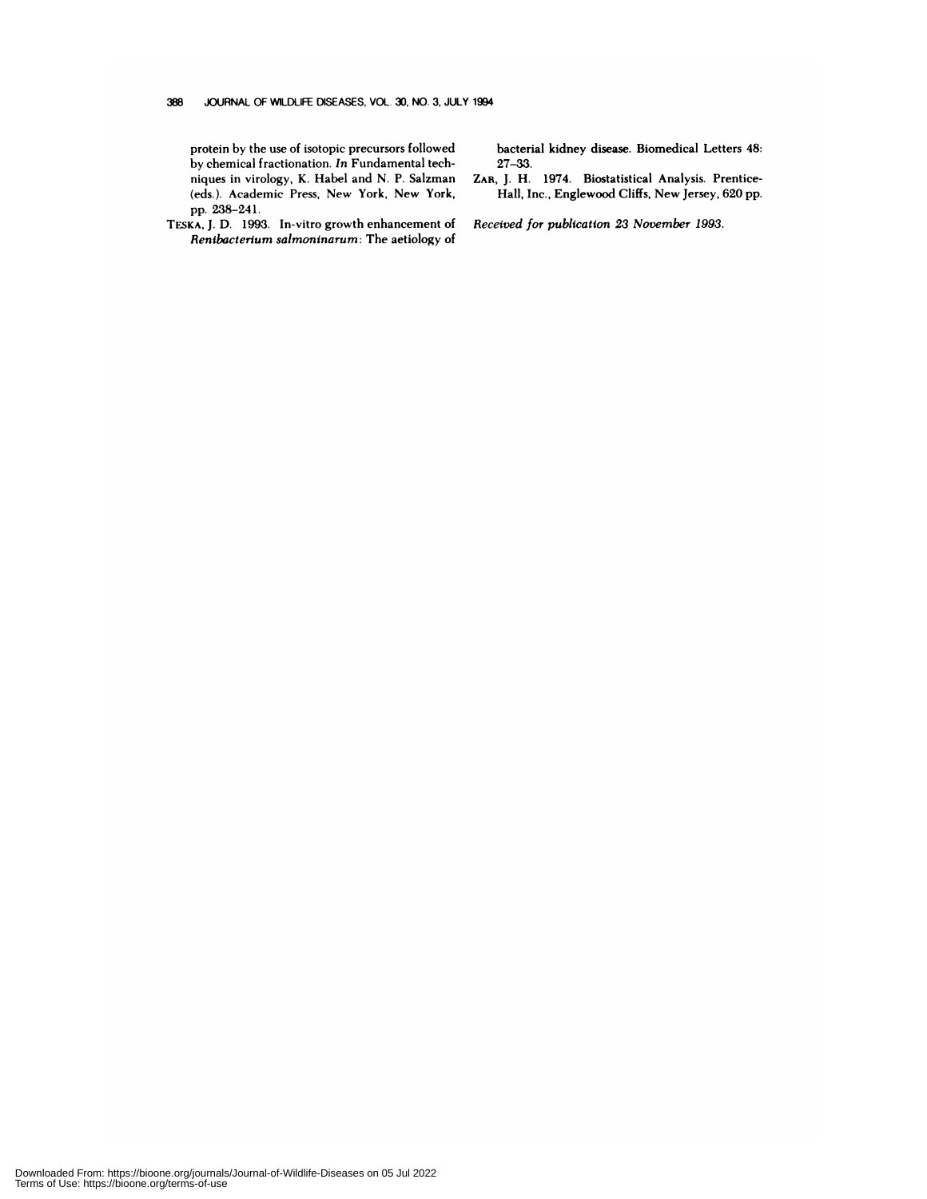protein by the use of isotopic precursors followed by chemical fractionation. *In* Fundamental techniques in virology, K. Habel and N. P. Salzman (eds.). Academic Press, New York, New York, pp. 238–241.

TESKA, J. D. 1993. In-vitro growth enhancement of *Renibacterium salmoninarum*: The aetiology of bacterial kidney disease. Biomedical Letters 48: 27–33.

ZAR, J. H. 1974. Biostatistical Analysis. Prentice-Hall, Inc., Englewood Cliffs, New Jersey, 620 pp.

*Received for publication 23 November 1993.*